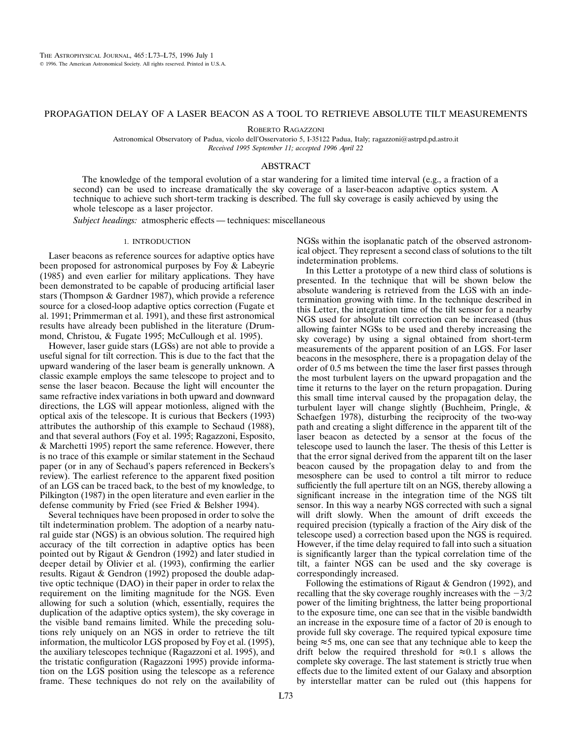# PROPAGATION DELAY OF A LASER BEACON AS A TOOL TO RETRIEVE ABSOLUTE TILT MEASUREMENTS

Roberto Ragazzoni

Astronomical Observatory of Padua, vicolo dell'Osservatorio 5, I-35122 Padua, Italy; ragazzoni@astrpd.pd.astro.it

*Received 1995 September 11; accepted 1996 April 22*

## ABSTRACT

The knowledge of the temporal evolution of a star wandering for a limited time interval (e.g., a fraction of a second) can be used to increase dramatically the sky coverage of a laser-beacon adaptive optics system. A technique to achieve such short-term tracking is described. The full sky coverage is easily achieved by using the whole telescope as a laser projector.

*Subject headings:* atmospheric effects — techniques: miscellaneous

## 1. INTRODUCTION

Laser beacons as reference sources for adaptive optics have been proposed for astronomical purposes by Foy & Labeyrie (1985) and even earlier for military applications. They have been demonstrated to be capable of producing artificial laser stars (Thompson & Gardner 1987), which provide a reference source for a closed-loop adaptive optics correction (Fugate et al. 1991; Primmerman et al. 1991), and these first astronomical results have already been published in the literature (Drummond, Christou, & Fugate 1995; McCullough et al. 1995).

However, laser guide stars (LGSs) are not able to provide a useful signal for tilt correction. This is due to the fact that the upward wandering of the laser beam is generally unknown. A classic example employs the same telescope to project and to sense the laser beacon. Because the light will encounter the same refractive index variations in both upward and downward directions, the LGS will appear motionless, aligned with the optical axis of the telescope. It is curious that Beckers (1993) attributes the authorship of this example to Sechaud (1988), and that several authors (Foy et al. 1995; Ragazzoni, Esposito, & Marchetti 1995) report the same reference. However, there is no trace of this example or similar statement in the Sechaud paper (or in any of Sechaud's papers referenced in Beckers's review). The earliest reference to the apparent fixed position of an LGS can be traced back, to the best of my knowledge, to Pilkington (1987) in the open literature and even earlier in the defense community by Fried (see Fried & Belsher 1994).

Several techniques have been proposed in order to solve the tilt indetermination problem. The adoption of a nearby natural guide star (NGS) is an obvious solution. The required high accuracy of the tilt correction in adaptive optics has been pointed out by Rigaut & Gendron (1992) and later studied in deeper detail by Olivier et al. (1993), confirming the earlier results. Rigaut & Gendron (1992) proposed the double adaptive optic technique (DAO) in their paper in order to relax the requirement on the limiting magnitude for the NGS. Even allowing for such a solution (which, essentially, requires the duplication of the adaptive optics system), the sky coverage in the visible band remains limited. While the preceding solutions rely uniquely on an NGS in order to retrieve the tilt information, the multicolor LGS proposed by Foy et al. (1995), the auxiliary telescopes technique (Ragazzoni et al. 1995), and the tristatic configuration (Ragazzoni 1995) provide information on the LGS position using the telescope as a reference frame. These techniques do not rely on the availability of NGSs within the isoplanatic patch of the observed astronomical object. They represent a second class of solutions to the tilt indetermination problems.

In this Letter a prototype of a new third class of solutions is presented. In the technique that will be shown below the absolute wandering is retrieved from the LGS with an indetermination growing with time. In the technique described in this Letter, the integration time of the tilt sensor for a nearby NGS used for absolute tilt correction can be increased (thus allowing fainter NGSs to be used and thereby increasing the sky coverage) by using a signal obtained from short-term measurements of the apparent position of an LGS. For laser beacons in the mesosphere, there is a propagation delay of the order of 0.5 ms between the time the laser first passes through the most turbulent layers on the upward propagation and the time it returns to the layer on the return propagation. During this small time interval caused by the propagation delay, the turbulent layer will change slightly (Buchheim, Pringle, & Schaefgen 1978), disturbing the reciprocity of the two-way path and creating a slight difference in the apparent tilt of the laser beacon as detected by a sensor at the focus of the telescope used to launch the laser. The thesis of this Letter is that the error signal derived from the apparent tilt on the laser beacon caused by the propagation delay to and from the mesosphere can be used to control a tilt mirror to reduce sufficiently the full aperture tilt on an NGS, thereby allowing a significant increase in the integration time of the NGS tilt sensor. In this way a nearby NGS corrected with such a signal will drift slowly. When the amount of drift exceeds the required precision (typically a fraction of the Airy disk of the telescope used) a correction based upon the NGS is required. However, if the time delay required to fall into such a situation is significantly larger than the typical correlation time of the tilt, a fainter NGS can be used and the sky coverage is correspondingly increased.

Following the estimations of Rigaut & Gendron (1992), and recalling that the sky coverage roughly increases with the $-3/2$ power of the limiting brightness, the latter being proportional to the exposure time, one can see that in the visible bandwidth an increase in the exposure time of a factor of 20 is enough to provide full sky coverage. The required typical exposure time being $\approx$5 ms, one can see that any technique able to keep the drift below the required threshold for $\approx$0.1 s allows the complete sky coverage. The last statement is strictly true when effects due to the limited extent of our Galaxy and absorption by interstellar matter can be ruled out (this happens for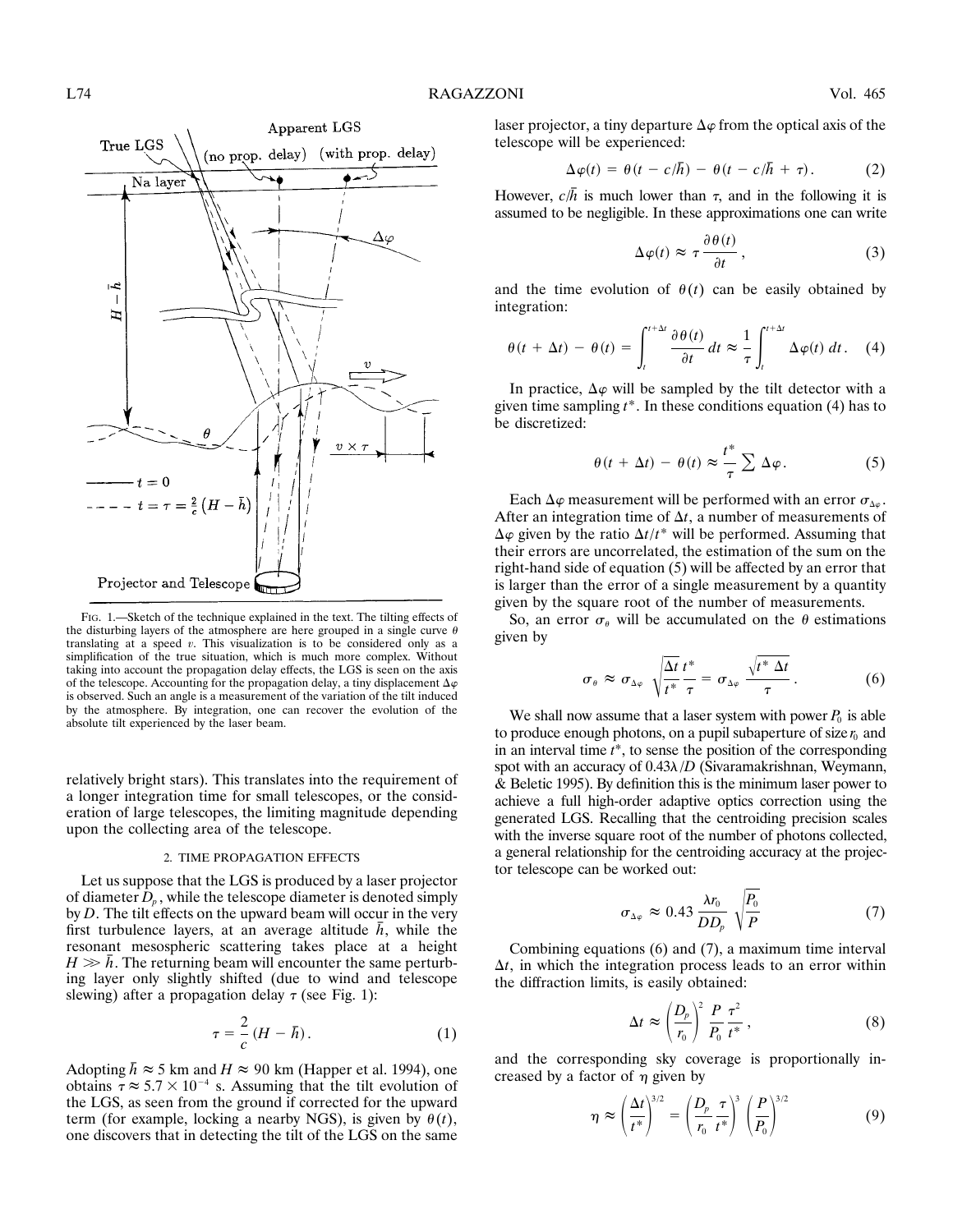FIG. 1.—Sketch of the technique explained in the text. The tilting effects of the disturbing layers of the atmosphere are here grouped in a single curve $\theta$ translating at a speed $v$. This visualization is to be considered only as a simplification of the true situation, which is much more complex. Without taking into account the propagation delay effects, the LGS is seen on the axis of the telescope. Accounting for the propagation delay, a tiny displacement $\Delta\varphi$ is observed. Such an angle is a measurement of the variation of the tilt induced by the atmosphere. By integration, one can recover the evolution of the absolute tilt experienced by the laser beam.

relatively bright stars). This translates into the requirement of a longer integration time for small telescopes, or the consideration of large telescopes, the limiting magnitude depending upon the collecting area of the telescope.

## 2. TIME PROPAGATION EFFECTS

Let us suppose that the LGS is produced by a laser projector of diameter $D_p$, while the telescope diameter is denoted simply by $D$. The tilt effects on the upward beam will occur in the very first turbulence layers, at an average altitude $\bar{h}$, while the resonant mesospheric scattering takes place at a height $H \gg \bar{h}$. The returning beam will encounter the same perturbing layer only slightly shifted (due to wind and telescope slewing) after a propagation delay $\tau$ (see Fig. 1):

$$\tau = \frac{2}{c}(H - \bar{h}). \qquad (1)$$

Adopting $\bar{h} \approx 5$ km and $H \approx 90$ km (Happer et al. 1994), one obtains $\tau \approx 5.7 \times 10^{-4}$ s. Assuming that the tilt evolution of the LGS, as seen from the ground if corrected for the upward term (for example, locking a nearby NGS), is given by $\theta(t)$, one discovers that in detecting the tilt of the LGS on the same laser projector, a tiny departure $\Delta\varphi$ from the optical axis of the telescope will be experienced:

$$\Delta\varphi(t) = \theta(t - c/\bar{h}) - \theta(t - c/\bar{h} + \tau). \qquad (2)$$

However, $c/\bar{h}$ is much lower than $\tau$, and in the following it is assumed to be negligible. In these approximations one can write

$$\Delta\varphi(t) \approx \tau \frac{\partial\theta(t)}{\partial t}, \qquad (3)$$

and the time evolution of $\theta(t)$ can be easily obtained by integration:

$$\theta(t + \Delta t) - \theta(t) = \int_t^{t+\Delta t} \frac{\partial\theta(t)}{\partial t}\,dt \approx \frac{1}{\tau}\int_t^{t+\Delta t} \Delta\varphi(t)\,dt. \qquad (4)$$

In practice, $\Delta\varphi$ will be sampled by the tilt detector with a given time sampling $t^*$. In these conditions equation (4) has to be discretized:

$$\theta(t + \Delta t) - \theta(t) \approx \frac{t^*}{\tau}\sum \Delta\varphi. \qquad (5)$$

Each $\Delta\varphi$ measurement will be performed with an error $\sigma_{\Delta\varphi}$. After an integration time of $\Delta t$, a number of measurements of $\Delta\varphi$ given by the ratio $\Delta t/t^*$ will be performed. Assuming that their errors are uncorrelated, the estimation of the sum on the right-hand side of equation (5) will be affected by an error that is larger than the error of a single measurement by a quantity given by the square root of the number of measurements.

So, an error $\sigma_\theta$ will be accumulated on the $\theta$ estimations given by

$$\sigma_\theta \approx \sigma_{\Delta\varphi}\sqrt{\frac{\Delta t}{t^*}}\frac{t^*}{\tau} = \sigma_{\Delta\varphi}\frac{\sqrt{t^*\,\Delta t}}{\tau}. \qquad (6)$$

We shall now assume that a laser system with power $P_0$ is able to produce enough photons, on a pupil subaperture of size $r_0$ and in an interval time $t^*$, to sense the position of the corresponding spot with an accuracy of $0.43\lambda/D$ (Sivaramakrishnan, Weymann, & Beletic 1995). By definition this is the minimum laser power to achieve a full high-order adaptive optics correction using the generated LGS. Recalling that the centroiding precision scales with the inverse square root of the number of photons collected, a general relationship for the centroiding accuracy at the projector telescope can be worked out:

$$\sigma_{\Delta\varphi} \approx 0.43\frac{\lambda r_0}{DD_p}\sqrt{\frac{P_0}{P}} \qquad (7)$$

Combining equations (6) and (7), a maximum time interval $\Delta t$, in which the integration process leads to an error within the diffraction limits, is easily obtained:

$$\Delta t \approx \left(\frac{D_p}{r_0}\right)^2 \frac{P}{P_0}\frac{\tau^2}{t^*}, \qquad (8)$$

and the corresponding sky coverage is proportionally increased by a factor of $\eta$ given by

$$\eta \approx \left(\frac{\Delta t}{t^*}\right)^{3/2} = \left(\frac{D_p}{r_0}\frac{\tau}{t^*}\right)^3 \left(\frac{P}{P_0}\right)^{3/2} \qquad (9)$$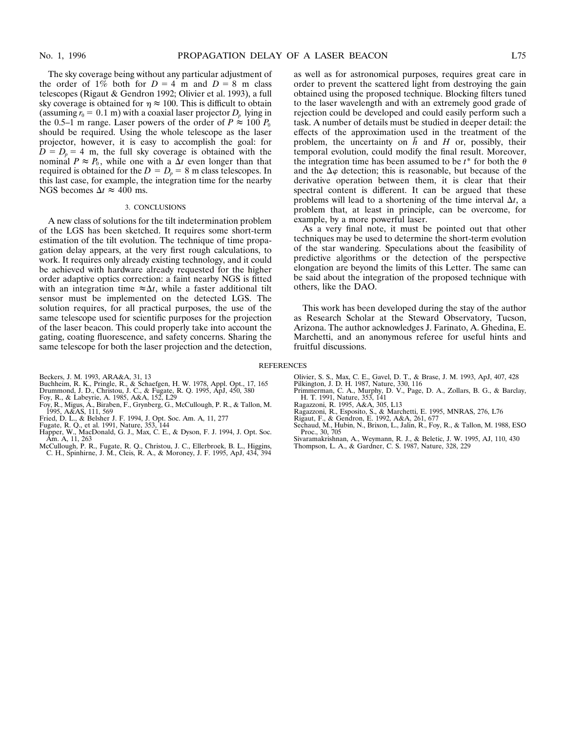The sky coverage being without any particular adjustment of the order of 1% both for $D = 4$ m and $D = 8$ m class telescopes (Rigaut & Gendron 1992; Olivier et al. 1993), a full sky coverage is obtained for $\eta \approx 100$. This is difficult to obtain (assuming $r_0 = 0.1$ m) with a coaxial laser projector $D_p$ lying in the 0.5–1 m range. Laser powers of the order of $P \approx 100\ P_0$ should be required. Using the whole telescope as the laser projector, however, it is easy to accomplish the goal: for $D = D_p = 4$ m, the full sky coverage is obtained with the nominal $P \approx P_0$, while one with a $\Delta t$ even longer than that required is obtained for the $D = D_p = 8$ m class telescopes. In this last case, for example, the integration time for the nearby NGS becomes $\Delta t \approx 400$ ms.

## 3. CONCLUSIONS

A new class of solutions for the tilt indetermination problem of the LGS has been sketched. It requires some short-term estimation of the tilt evolution. The technique of time propagation delay appears, at the very first rough calculations, to work. It requires only already existing technology, and it could be achieved with hardware already requested for the higher order adaptive optics correction: a faint nearby NGS is fitted with an integration time $\approx\Delta t$, while a faster additional tilt sensor must be implemented on the detected LGS. The solution requires, for all practical purposes, the use of the same telescope used for scientific purposes for the projection of the laser beacon. This could properly take into account the gating, coating fluorescence, and safety concerns. Sharing the same telescope for both the laser projection and the detection, as well as for astronomical purposes, requires great care in order to prevent the scattered light from destroying the gain obtained using the proposed technique. Blocking filters tuned to the laser wavelength and with an extremely good grade of rejection could be developed and could easily perform such a task. A number of details must be studied in deeper detail: the effects of the approximation used in the treatment of the problem, the uncertainty on $\bar{h}$ and $H$ or, possibly, their temporal evolution, could modify the final result. Moreover, the integration time has been assumed to be $t^*$ for both the $\theta$ and the $\Delta\varphi$ detection; this is reasonable, but because of the derivative operation between them, it is clear that their spectral content is different. It can be argued that these problems will lead to a shortening of the time interval $\Delta t$, a problem that, at least in principle, can be overcome, for example, by a more powerful laser.

As a very final note, it must be pointed out that other techniques may be used to determine the short-term evolution of the star wandering. Speculations about the feasibility of predictive algorithms or the detection of the perspective elongation are beyond the limits of this Letter. The same can be said about the integration of the proposed technique with others, like the DAO.

This work has been developed during the stay of the author as Research Scholar at the Steward Observatory, Tucson, Arizona. The author acknowledges J. Farinato, A. Ghedina, E. Marchetti, and an anonymous referee for useful hints and fruitful discussions.

## REFERENCES

Beckers, J. M. 1993, ARA&A, 31, 13
Buchheim, R. K., Pringle, R., & Schaefgen, H. W. 1978, Appl. Opt., 17, 165
Drummond, J. D., Christou, J. C., & Fugate, R. Q. 1995, ApJ, 450, 380
Foy, R., & Labeyrie, A. 1985, A&A, 152, L29
Foy, R., Migus, A., Biraben, F., Grynberg, G., McCullough, P. R., & Tallon, M. 1995, A&AS, 111, 569
Fried, D. L., & Belsher J. F. 1994, J. Opt. Soc. Am. A, 11, 277
Fugate, R. Q., et al. 1991, Nature, 353, 144
Happer, W., MacDonald, G. J., Max, C. E., & Dyson, F. J. 1994, J. Opt. Soc. Am. A, 11, 263
McCullough, P. R., Fugate, R. Q., Christou, J. C., Ellerbroek, B. L., Higgins, C. H., Spinhirne, J. M., Cleis, R. A., & Moroney, J. F. 1995, ApJ, 434, 394
Olivier, S. S., Max, C. E., Gavel, D. T., & Brase, J. M. 1993, ApJ, 407, 428
Pilkington, J. D. H. 1987, Nature, 330, 116
Primmerman, C. A., Murphy, D. V., Page, D. A., Zollars, B. G., & Barclay, H. T. 1991, Nature, 353, 141
Ragazzoni, R. 1995, A&A, 305, L13
Ragazzoni, R., Esposito, S., & Marchetti, E. 1995, MNRAS, 276, L76
Rigaut, F., & Gendron, E. 1992, A&A, 261, 677
Sechaud, M., Hubin, N., Brixon, L., Jalin, R., Foy, R., & Tallon, M. 1988, ESO Proc., 30, 705
Sivaramakrishnan, A., Weymann, R. J., & Beletic, J. W. 1995, AJ, 110, 430
Thompson, L. A., & Gardner, C. S. 1987, Nature, 328, 229